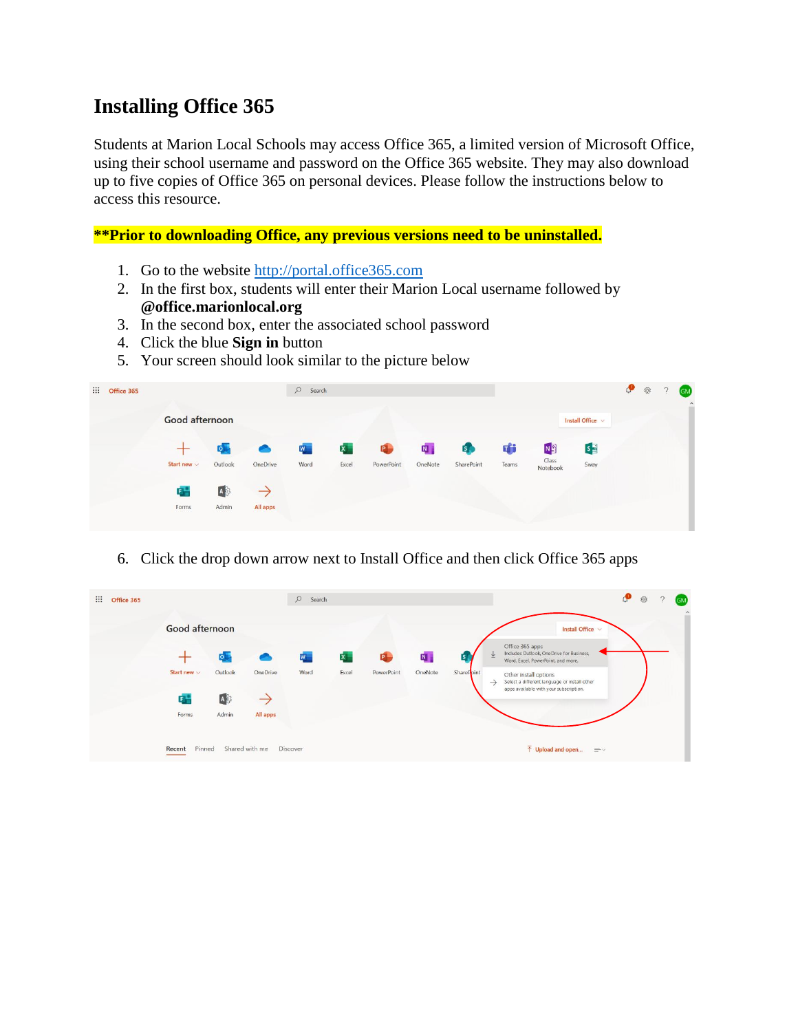# Installing Office 365

Students at Marion Local Schools may access Office 365, a limited version of Microsoft Office, using their school username and password on the Office 365 website. They may also download up to five copies of Office 365 on personal devices. Please follow the instructions below to access this resource.

****Prior to downloading Office, any previous versions need to be uninstalled.**

1. Go to the website http://portal.office365.com
2. In the first box, students will enter their Marion Local username followed by **@office.marionlocal.org**
3. In the second box, enter the associated school password
4. Click the blue **Sign in** button
5. Your screen should look similar to the picture below

6. Click the drop down arrow next to Install Office and then click Office 365 apps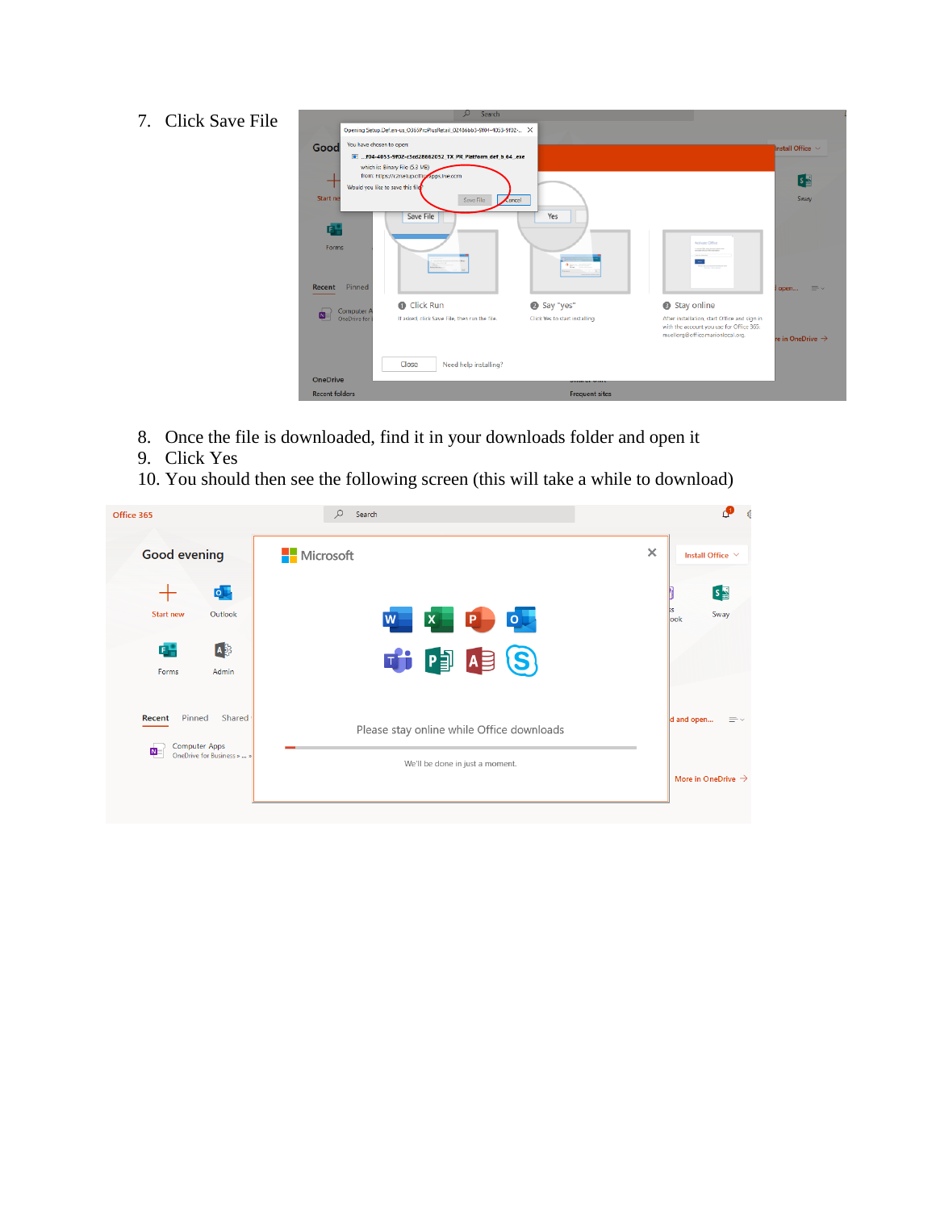7. Click Save File

8. Once the file is downloaded, find it in your downloads folder and open it
9. Click Yes
10. You should then see the following screen (this will take a while to download)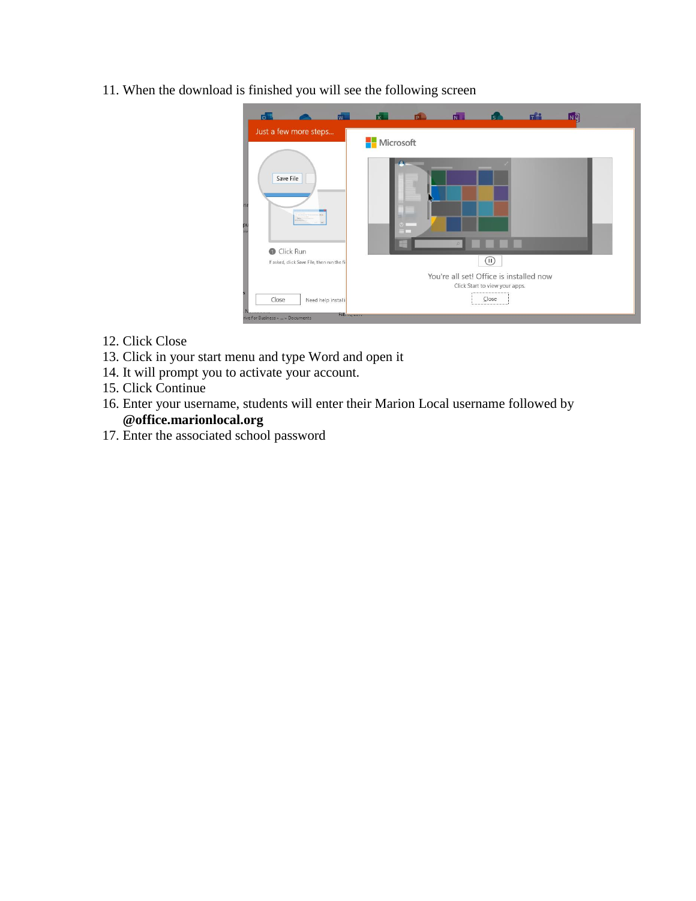11. When the download is finished you will see the following screen

12. Click Close
13. Click in your start menu and type Word and open it
14. It will prompt you to activate your account.
15. Click Continue
16. Enter your username, students will enter their Marion Local username followed by **@office.marionlocal.org**
17. Enter the associated school password